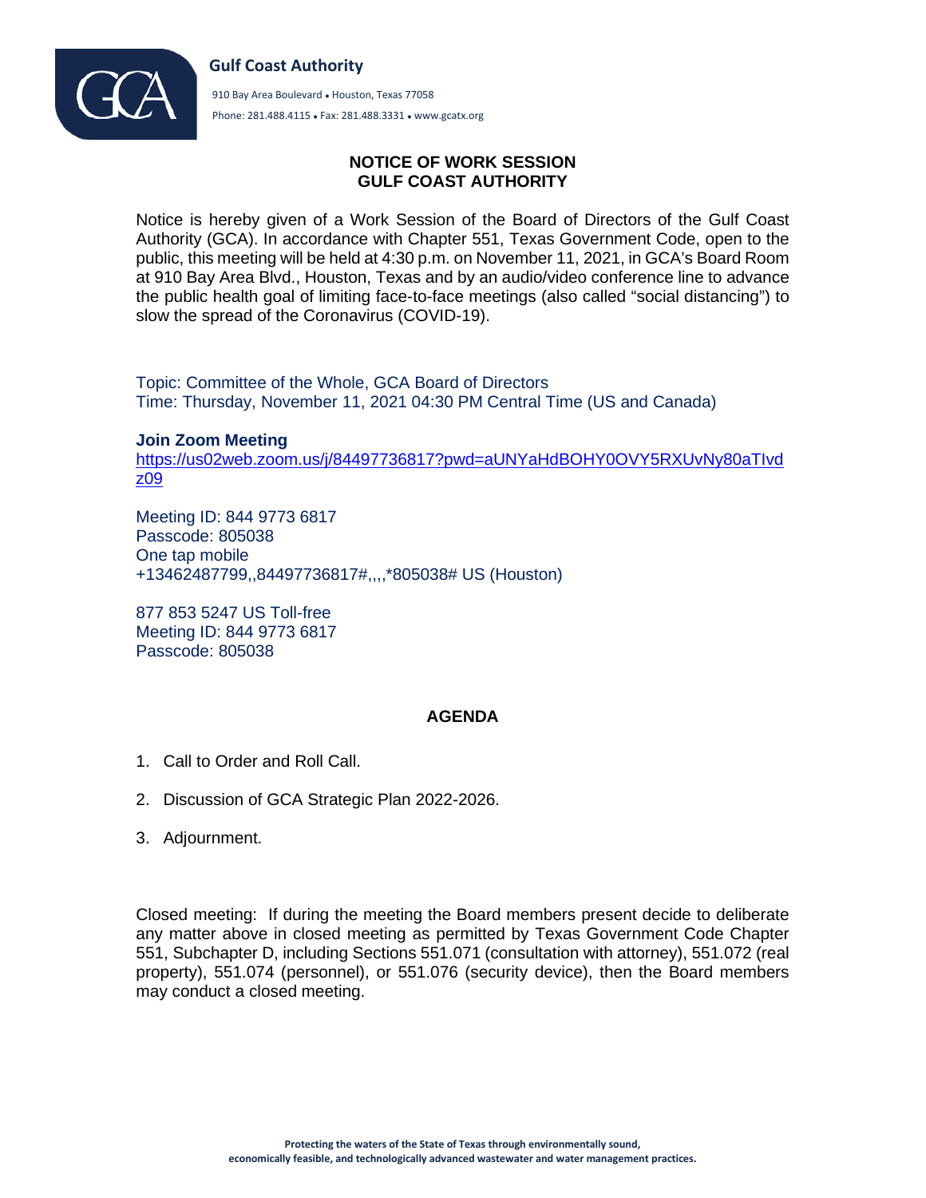**Gulf Coast Authority**

910 Bay Area Boulevard • Houston, Texas 77058

Phone: 281.488.4115 • Fax: 281.488.3331 • www.gcatx.org

## NOTICE OF WORK SESSION
## GULF COAST AUTHORITY

Notice is hereby given of a Work Session of the Board of Directors of the Gulf Coast Authority (GCA). In accordance with Chapter 551, Texas Government Code, open to the public, this meeting will be held at 4:30 p.m. on November 11, 2021, in GCA's Board Room at 910 Bay Area Blvd., Houston, Texas and by an audio/video conference line to advance the public health goal of limiting face-to-face meetings (also called "social distancing") to slow the spread of the Coronavirus (COVID-19).

Topic: Committee of the Whole, GCA Board of Directors
Time: Thursday, November 11, 2021 04:30 PM Central Time (US and Canada)

**Join Zoom Meeting**
https://us02web.zoom.us/j/84497736817?pwd=aUNYaHdBOHY0OVY5RXUvNy80aTIvdz09

Meeting ID: 844 9773 6817
Passcode: 805038
One tap mobile
+13462487799,,84497736817#,,,,*805038# US (Houston)

877 853 5247 US Toll-free
Meeting ID: 844 9773 6817
Passcode: 805038

### AGENDA

1. Call to Order and Roll Call.
2. Discussion of GCA Strategic Plan 2022-2026.
3. Adjournment.

Closed meeting: If during the meeting the Board members present decide to deliberate any matter above in closed meeting as permitted by Texas Government Code Chapter 551, Subchapter D, including Sections 551.071 (consultation with attorney), 551.072 (real property), 551.074 (personnel), or 551.076 (security device), then the Board members may conduct a closed meeting.

**Protecting the waters of the State of Texas through environmentally sound, economically feasible, and technologically advanced wastewater and water management practices.**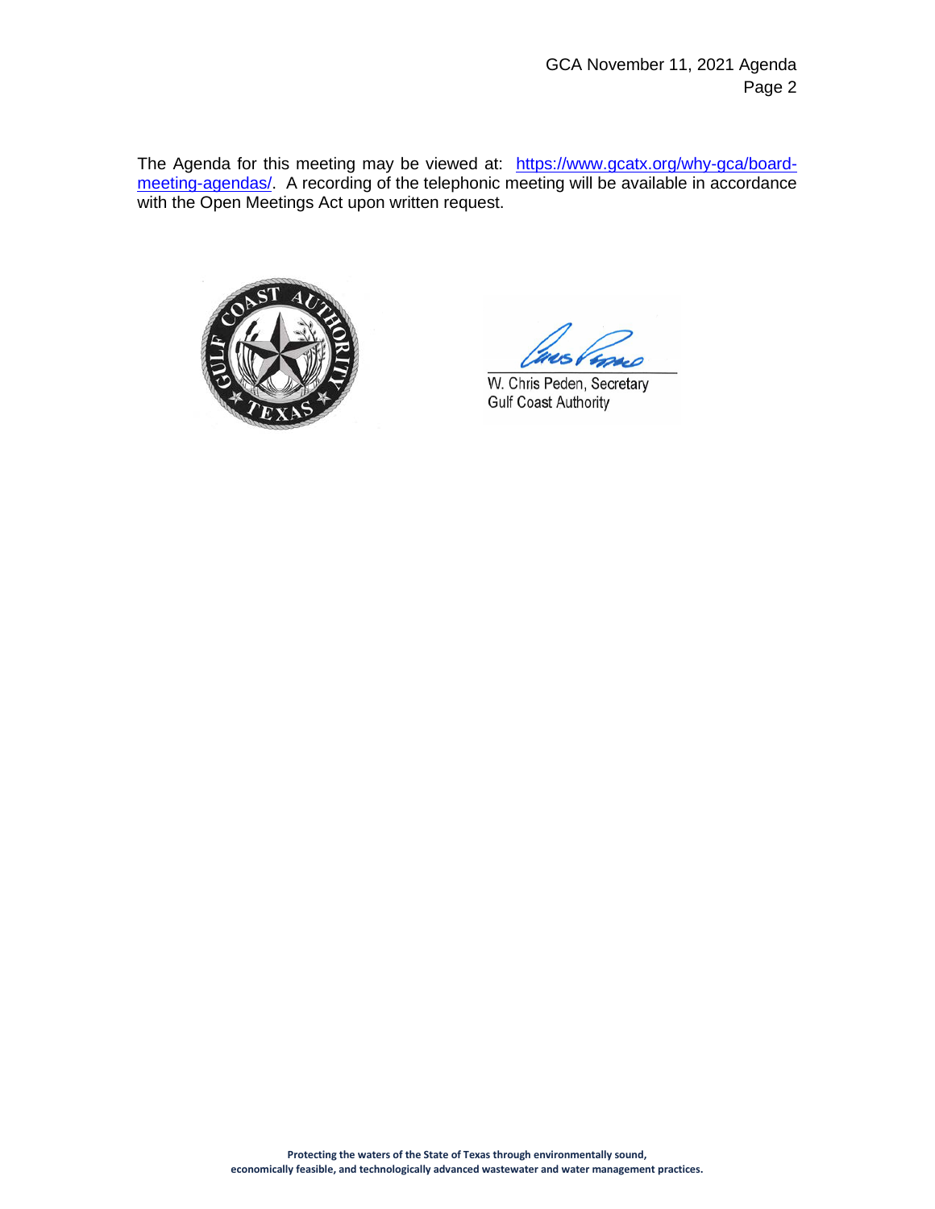The Agenda for this meeting may be viewed at: [https://www.gcatx.org/why-gca/board-meeting-agendas/](https://www.gcatx.org/why-gca/board-meeting-agendas/). A recording of the telephonic meeting will be available in accordance with the Open Meetings Act upon written request.

W. Chris Peden, Secretary
Gulf Coast Authority

**Protecting the waters of the State of Texas through environmentally sound, economically feasible, and technologically advanced wastewater and water management practices.**